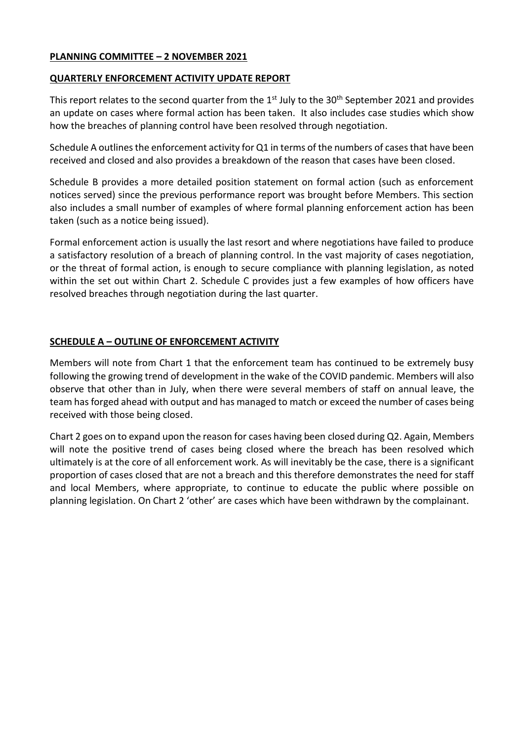**PLANNING COMMITTEE – 2 NOVEMBER 2021**

**QUARTERLY ENFORCEMENT ACTIVITY UPDATE REPORT**

This report relates to the second quarter from the 1st July to the 30th September 2021 and provides an update on cases where formal action has been taken. It also includes case studies which show how the breaches of planning control have been resolved through negotiation.

Schedule A outlines the enforcement activity for Q1 in terms of the numbers of cases that have been received and closed and also provides a breakdown of the reason that cases have been closed.

Schedule B provides a more detailed position statement on formal action (such as enforcement notices served) since the previous performance report was brought before Members. This section also includes a small number of examples of where formal planning enforcement action has been taken (such as a notice being issued).

Formal enforcement action is usually the last resort and where negotiations have failed to produce a satisfactory resolution of a breach of planning control. In the vast majority of cases negotiation, or the threat of formal action, is enough to secure compliance with planning legislation, as noted within the set out within Chart 2. Schedule C provides just a few examples of how officers have resolved breaches through negotiation during the last quarter.

**SCHEDULE A – OUTLINE OF ENFORCEMENT ACTIVITY**

Members will note from Chart 1 that the enforcement team has continued to be extremely busy following the growing trend of development in the wake of the COVID pandemic. Members will also observe that other than in July, when there were several members of staff on annual leave, the team has forged ahead with output and has managed to match or exceed the number of cases being received with those being closed.

Chart 2 goes on to expand upon the reason for cases having been closed during Q2. Again, Members will note the positive trend of cases being closed where the breach has been resolved which ultimately is at the core of all enforcement work. As will inevitably be the case, there is a significant proportion of cases closed that are not a breach and this therefore demonstrates the need for staff and local Members, where appropriate, to continue to educate the public where possible on planning legislation. On Chart 2 'other' are cases which have been withdrawn by the complainant.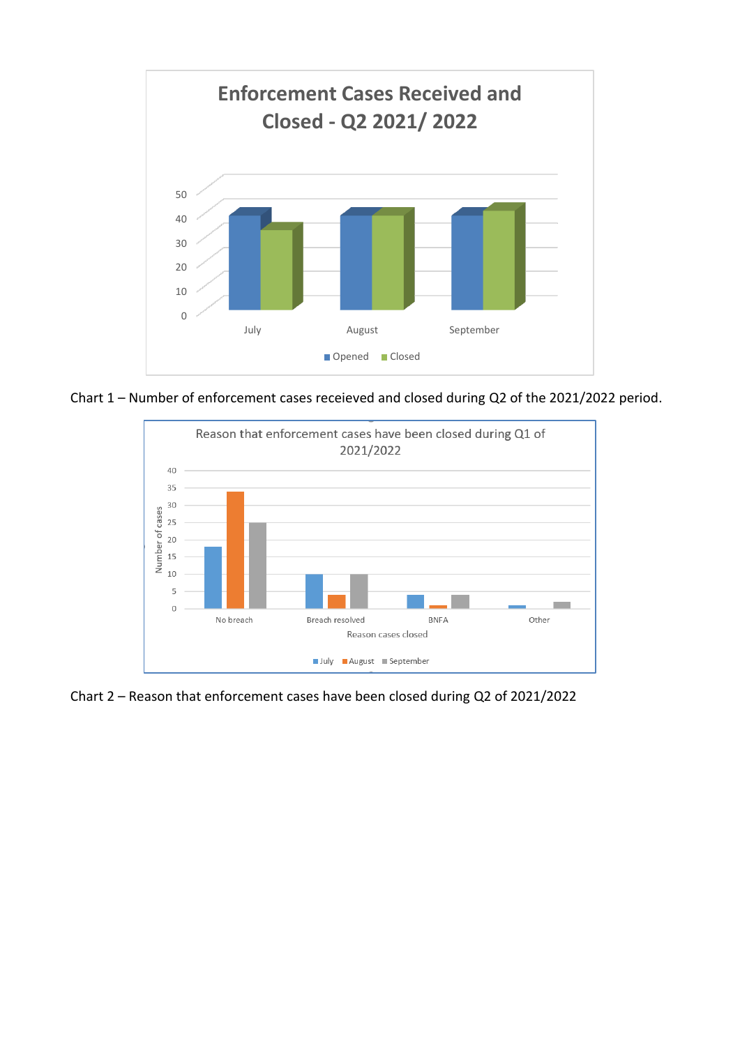Chart 1 – Number of enforcement cases receieved and closed during Q2 of the 2021/2022 period.

Chart 2 – Reason that enforcement cases have been closed during Q2 of 2021/2022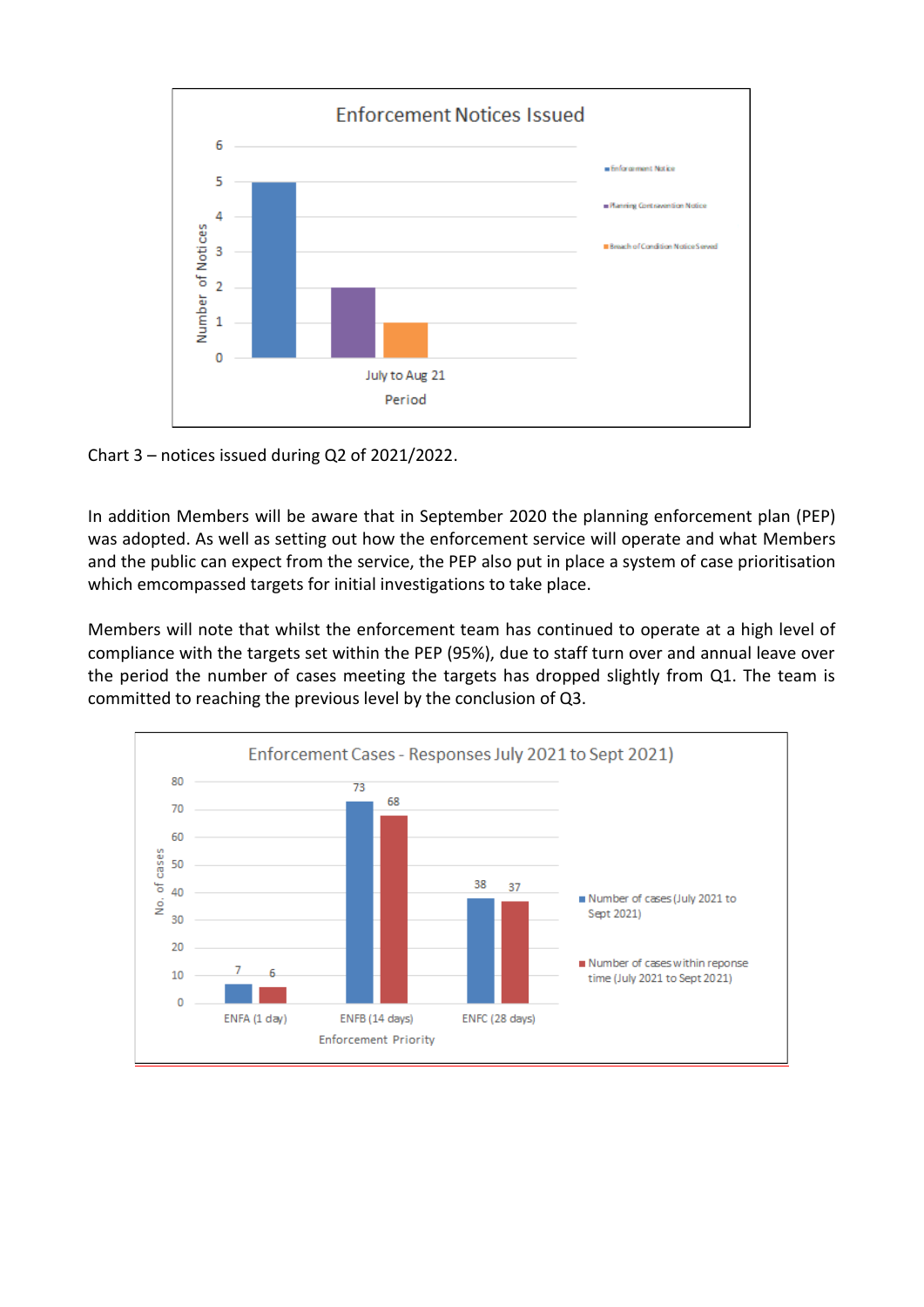**Enforcement Notices Issued**

| Period | Enforcement Notice | Planning Contravention Notice | Breach of Condition Notice Served |
|---|---|---|---|
| July to Aug 21 | 5 | 2 | 1 |

Chart 3 – notices issued during Q2 of 2021/2022.

In addition Members will be aware that in September 2020 the planning enforcement plan (PEP) was adopted. As well as setting out how the enforcement service will operate and what Members and the public can expect from the service, the PEP also put in place a system of case prioritisation which emcompassed targets for initial investigations to take place.

Members will note that whilst the enforcement team has continued to operate at a high level of compliance with the targets set within the PEP (95%), due to staff turn over and annual leave over the period the number of cases meeting the targets has dropped slightly from Q1. The team is committed to reaching the previous level by the conclusion of Q3.

**Enforcement Cases - Responses July 2021 to Sept 2021)**

| Enforcement Priority | Number of cases (July 2021 to Sept 2021) | Number of cases within reponse time (July 2021 to Sept 2021) |
|---|---|---|
| ENFA (1 day) | 7 | 6 |
| ENFB (14 days) | 73 | 68 |
| ENFC (28 days) | 38 | 37 |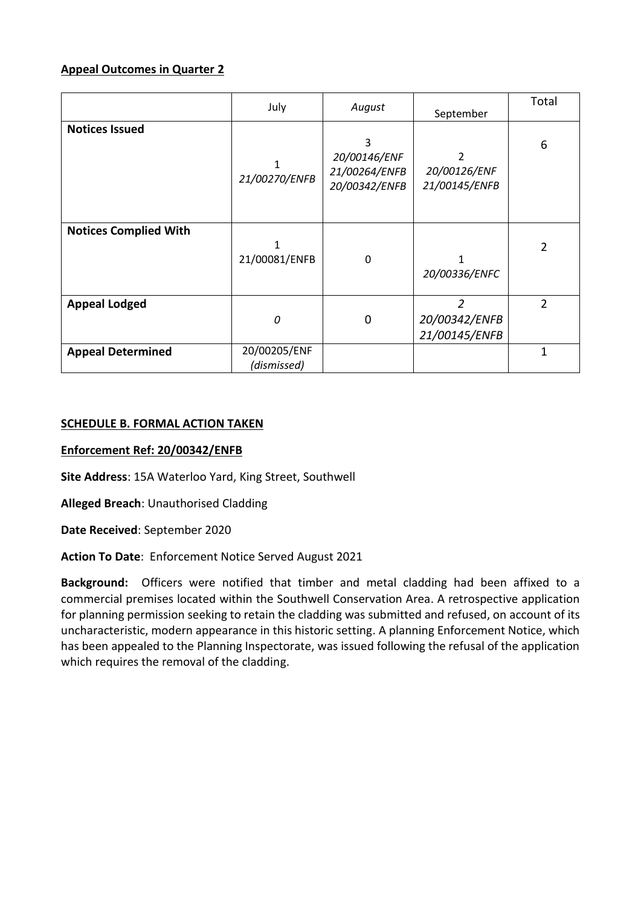**Appeal Outcomes in Quarter 2**

| | July | *August* | September | Total |
|---|---|---|---|---|
| **Notices Issued** | 1<br>*21/00270/ENFB* | 3<br>*20/00146/ENF*<br>*21/00264/ENFB*<br>*20/00342/ENFB* | 2<br>*20/00126/ENF*<br>*21/00145/ENFB* | 6 |
| **Notices Complied With** | 1<br>21/00081/ENFB | 0 | 1<br>*20/00336/ENFC* | 2 |
| **Appeal Lodged** | *0* | 0 | *2*<br>*20/00342/ENFB*<br>*21/00145/ENFB* | 2 |
| **Appeal Determined** | 20/00205/ENF<br>*(dismissed)* | | | 1 |

**SCHEDULE B. FORMAL ACTION TAKEN**

**Enforcement Ref: 20/00342/ENFB**

**Site Address**: 15A Waterloo Yard, King Street, Southwell

**Alleged Breach**: Unauthorised Cladding

**Date Received**: September 2020

**Action To Date**: Enforcement Notice Served August 2021

**Background:** Officers were notified that timber and metal cladding had been affixed to a commercial premises located within the Southwell Conservation Area. A retrospective application for planning permission seeking to retain the cladding was submitted and refused, on account of its uncharacteristic, modern appearance in this historic setting. A planning Enforcement Notice, which has been appealed to the Planning Inspectorate, was issued following the refusal of the application which requires the removal of the cladding.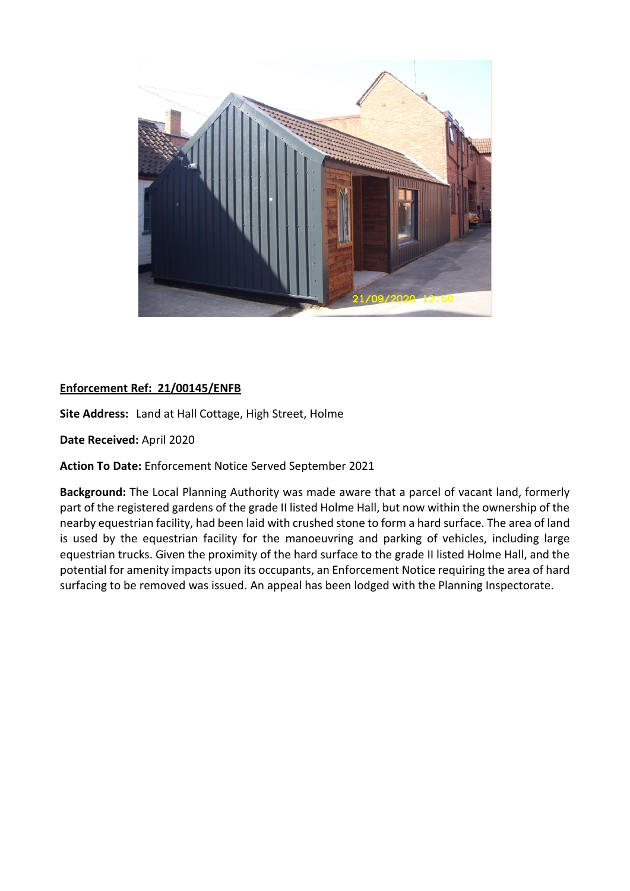**Enforcement Ref: 21/00145/ENFB**

**Site Address:** Land at Hall Cottage, High Street, Holme

**Date Received:** April 2020

**Action To Date:** Enforcement Notice Served September 2021

**Background:** The Local Planning Authority was made aware that a parcel of vacant land, formerly part of the registered gardens of the grade II listed Holme Hall, but now within the ownership of the nearby equestrian facility, had been laid with crushed stone to form a hard surface. The area of land is used by the equestrian facility for the manoeuvring and parking of vehicles, including large equestrian trucks. Given the proximity of the hard surface to the grade II listed Holme Hall, and the potential for amenity impacts upon its occupants, an Enforcement Notice requiring the area of hard surfacing to be removed was issued. An appeal has been lodged with the Planning Inspectorate.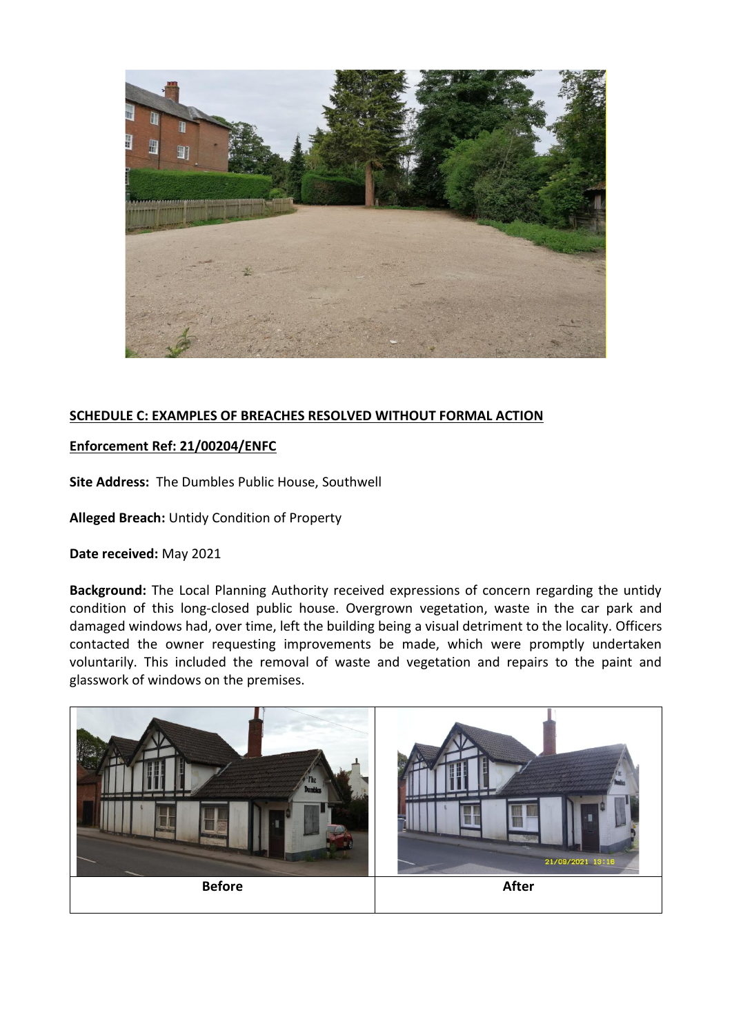## SCHEDULE C: EXAMPLES OF BREACHES RESOLVED WITHOUT FORMAL ACTION

**Enforcement Ref: 21/00204/ENFC**

**Site Address:** The Dumbles Public House, Southwell

**Alleged Breach:** Untidy Condition of Property

**Date received:** May 2021

**Background:** The Local Planning Authority received expressions of concern regarding the untidy condition of this long-closed public house. Overgrown vegetation, waste in the car park and damaged windows had, over time, left the building being a visual detriment to the locality. Officers contacted the owner requesting improvements be made, which were promptly undertaken voluntarily. This included the removal of waste and vegetation and repairs to the paint and glasswork of windows on the premises.

| Before | After |
| --- | --- |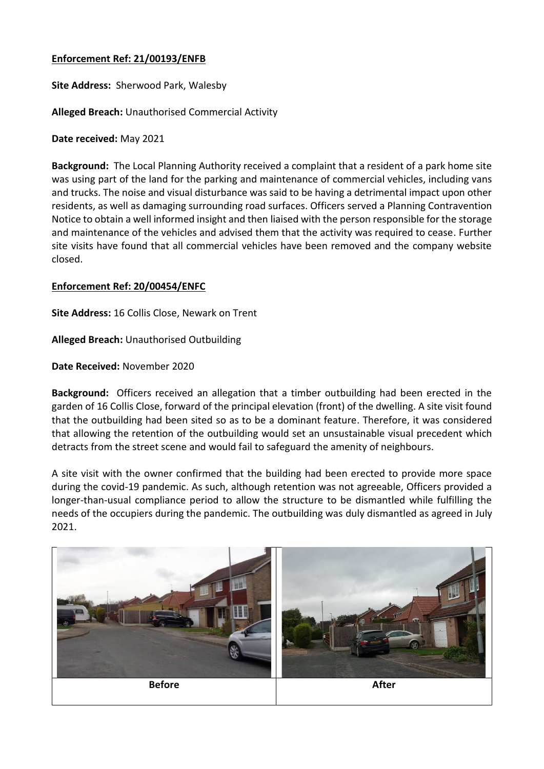**Enforcement Ref: 21/00193/ENFB**

**Site Address:** Sherwood Park, Walesby

**Alleged Breach:** Unauthorised Commercial Activity

**Date received:** May 2021

**Background:** The Local Planning Authority received a complaint that a resident of a park home site was using part of the land for the parking and maintenance of commercial vehicles, including vans and trucks. The noise and visual disturbance was said to be having a detrimental impact upon other residents, as well as damaging surrounding road surfaces. Officers served a Planning Contravention Notice to obtain a well informed insight and then liaised with the person responsible for the storage and maintenance of the vehicles and advised them that the activity was required to cease. Further site visits have found that all commercial vehicles have been removed and the company website closed.

**Enforcement Ref: 20/00454/ENFC**

**Site Address:** 16 Collis Close, Newark on Trent

**Alleged Breach:** Unauthorised Outbuilding

**Date Received:** November 2020

**Background:** Officers received an allegation that a timber outbuilding had been erected in the garden of 16 Collis Close, forward of the principal elevation (front) of the dwelling. A site visit found that the outbuilding had been sited so as to be a dominant feature. Therefore, it was considered that allowing the retention of the outbuilding would set an unsustainable visual precedent which detracts from the street scene and would fail to safeguard the amenity of neighbours.

A site visit with the owner confirmed that the building had been erected to provide more space during the covid-19 pandemic. As such, although retention was not agreeable, Officers provided a longer-than-usual compliance period to allow the structure to be dismantled while fulfilling the needs of the occupiers during the pandemic. The outbuilding was duly dismantled as agreed in July 2021.

| Before | After |
| --- | --- |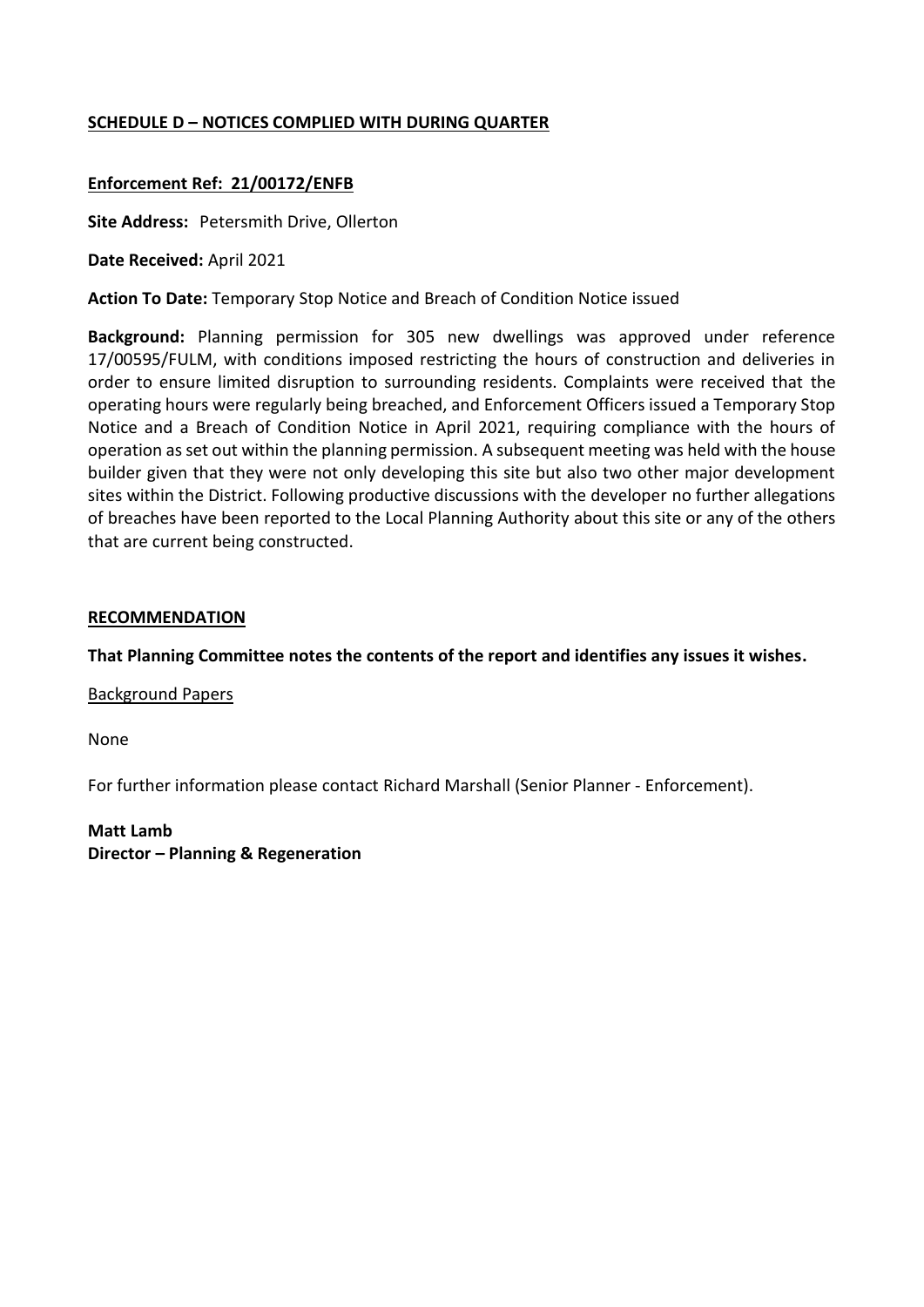## SCHEDULE D – NOTICES COMPLIED WITH DURING QUARTER

### Enforcement Ref: 21/00172/ENFB

**Site Address:** Petersmith Drive, Ollerton

**Date Received:** April 2021

**Action To Date:** Temporary Stop Notice and Breach of Condition Notice issued

**Background:** Planning permission for 305 new dwellings was approved under reference 17/00595/FULM, with conditions imposed restricting the hours of construction and deliveries in order to ensure limited disruption to surrounding residents. Complaints were received that the operating hours were regularly being breached, and Enforcement Officers issued a Temporary Stop Notice and a Breach of Condition Notice in April 2021, requiring compliance with the hours of operation as set out within the planning permission. A subsequent meeting was held with the house builder given that they were not only developing this site but also two other major development sites within the District. Following productive discussions with the developer no further allegations of breaches have been reported to the Local Planning Authority about this site or any of the others that are current being constructed.

## RECOMMENDATION

**That Planning Committee notes the contents of the report and identifies any issues it wishes.**

Background Papers

None

For further information please contact Richard Marshall (Senior Planner - Enforcement).

**Matt Lamb**
**Director – Planning & Regeneration**